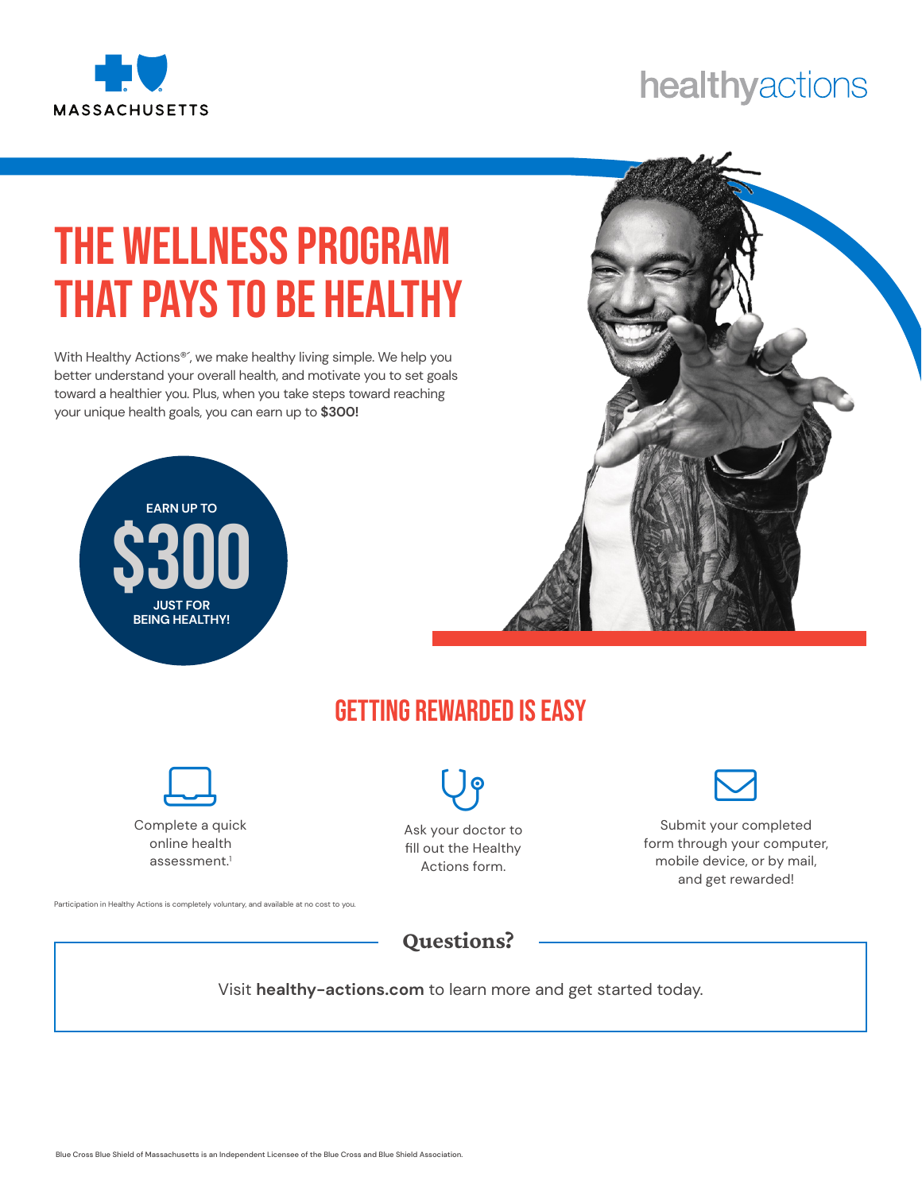MASSACHUSETTS

healthyactions

# THE WELLNESS PROGRAM THAT PAYS TO BE HEALTHY

With Healthy Actions®´, we make healthy living simple. We help you better understand your overall health, and motivate you to set goals toward a healthier you. Plus, when you take steps toward reaching your unique health goals, you can earn up to **$300!**

EARN UP TO
**$300**
JUST FOR BEING HEALTHY!

## GETTING REWARDED IS EASY

- Complete a quick online health assessment.[1]
- Ask your doctor to fill out the Healthy Actions form.
- Submit your completed form through your computer, mobile device, or by mail, and get rewarded!

Participation in Healthy Actions is completely voluntary, and available at no cost to you.

## Questions?

Visit **healthy-actions.com** to learn more and get started today.

Blue Cross Blue Shield of Massachusetts is an Independent Licensee of the Blue Cross and Blue Shield Association.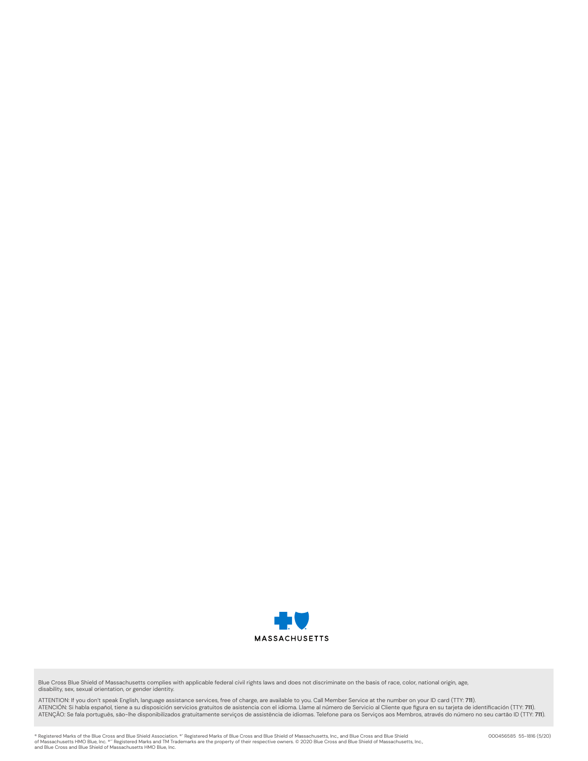MASSACHUSETTS

Blue Cross Blue Shield of Massachusetts complies with applicable federal civil rights laws and does not discriminate on the basis of race, color, national origin, age, disability, sex, sexual orientation, or gender identity.

ATTENTION: If you don't speak English, language assistance services, free of charge, are available to you. Call Member Service at the number on your ID card (TTY: **711**).
ATENCIÓN: Si habla español, tiene a su disposición servicios gratuitos de asistencia con el idioma. Llame al número de Servicio al Cliente que figura en su tarjeta de identificación (TTY: **711**).
ATENÇÃO: Se fala português, são-lhe disponibilizados gratuitamente serviços de assistência de idiomas. Telefone para os Serviços aos Membros, através do número no seu cartão ID (TTY: **711**).

® Registered Marks of the Blue Cross and Blue Shield Association. ®´ Registered Marks of Blue Cross and Blue Shield of Massachusetts, Inc., and Blue Cross and Blue Shield of Massachusetts HMO Blue, Inc. ®´´ Registered Marks and TM Trademarks are the property of their respective owners. © 2020 Blue Cross and Blue Shield of Massachusetts, Inc., and Blue Cross and Blue Shield of Massachusetts HMO Blue, Inc.

000456585 55-1816 (5/20)